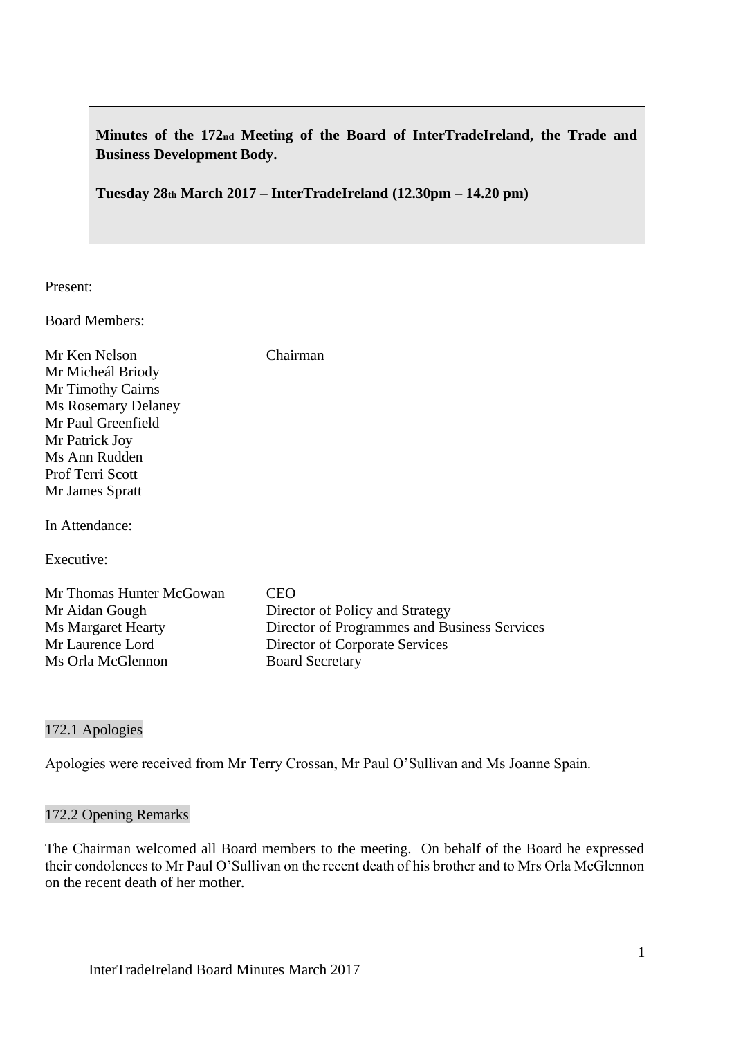**Minutes of the 172nd Meeting of the Board of InterTradeIreland, the Trade and Business Development Body.**

**Tuesday 28th March 2017 – InterTradeIreland (12.30pm – 14.20 pm)**

Present:

Board Members:

| | |
|---|---|
| Mr Ken Nelson | Chairman |
| Mr Micheál Briody | |
| Mr Timothy Cairns | |
| Ms Rosemary Delaney | |
| Mr Paul Greenfield | |
| Mr Patrick Joy | |
| Ms Ann Rudden | |
| Prof Terri Scott | |
| Mr James Spratt | |

In Attendance:

Executive:

| | |
|---|---|
| Mr Thomas Hunter McGowan | CEO |
| Mr Aidan Gough | Director of Policy and Strategy |
| Ms Margaret Hearty | Director of Programmes and Business Services |
| Mr Laurence Lord | Director of Corporate Services |
| Ms Orla McGlennon | Board Secretary |

## 172.1 Apologies

Apologies were received from Mr Terry Crossan, Mr Paul O'Sullivan and Ms Joanne Spain.

## 172.2 Opening Remarks

The Chairman welcomed all Board members to the meeting. On behalf of the Board he expressed their condolences to Mr Paul O'Sullivan on the recent death of his brother and to Mrs Orla McGlennon on the recent death of her mother.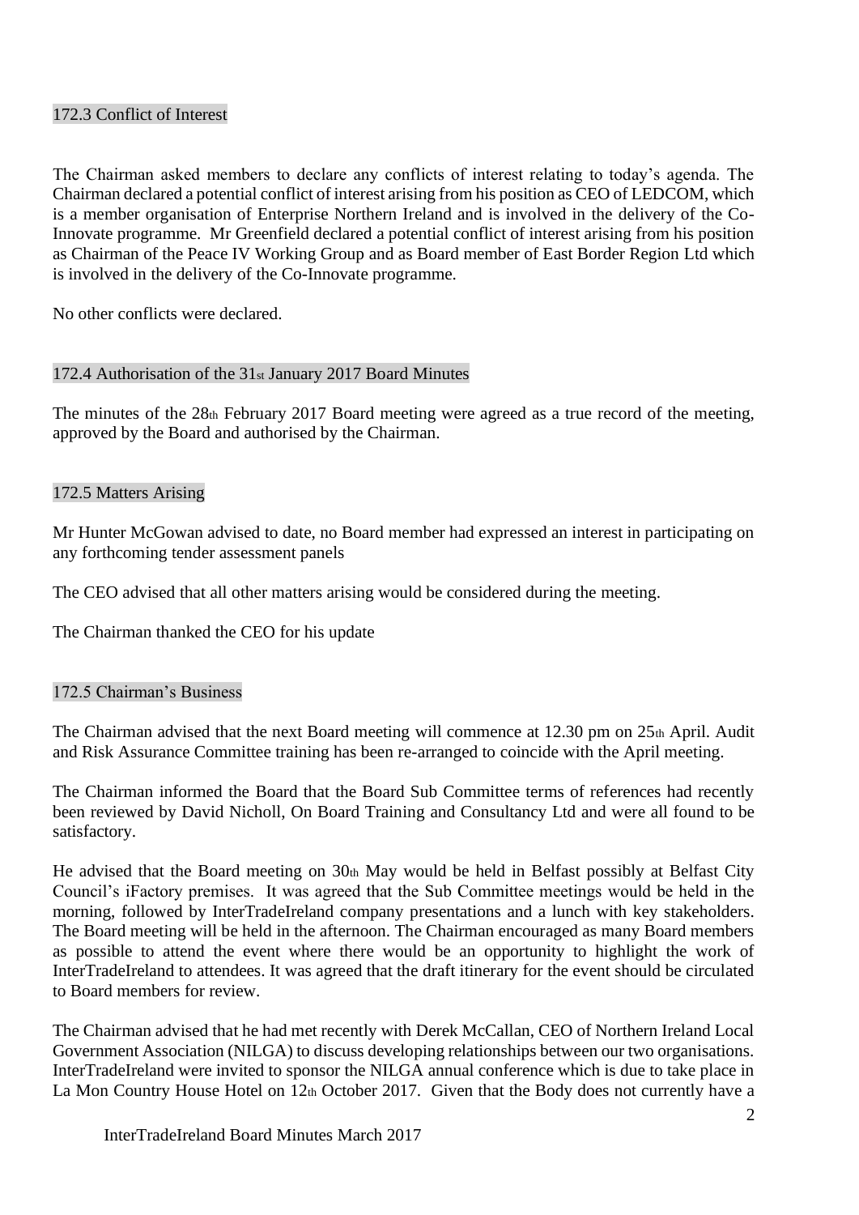### 172.3 Conflict of Interest

The Chairman asked members to declare any conflicts of interest relating to today's agenda. The Chairman declared a potential conflict of interest arising from his position as CEO of LEDCOM, which is a member organisation of Enterprise Northern Ireland and is involved in the delivery of the Co-Innovate programme. Mr Greenfield declared a potential conflict of interest arising from his position as Chairman of the Peace IV Working Group and as Board member of East Border Region Ltd which is involved in the delivery of the Co-Innovate programme.

No other conflicts were declared.

### 172.4 Authorisation of the 31st January 2017 Board Minutes

The minutes of the 28th February 2017 Board meeting were agreed as a true record of the meeting, approved by the Board and authorised by the Chairman.

### 172.5 Matters Arising

Mr Hunter McGowan advised to date, no Board member had expressed an interest in participating on any forthcoming tender assessment panels

The CEO advised that all other matters arising would be considered during the meeting.

The Chairman thanked the CEO for his update

### 172.5 Chairman's Business

The Chairman advised that the next Board meeting will commence at 12.30 pm on 25th April. Audit and Risk Assurance Committee training has been re-arranged to coincide with the April meeting.

The Chairman informed the Board that the Board Sub Committee terms of references had recently been reviewed by David Nicholl, On Board Training and Consultancy Ltd and were all found to be satisfactory.

He advised that the Board meeting on 30th May would be held in Belfast possibly at Belfast City Council's iFactory premises. It was agreed that the Sub Committee meetings would be held in the morning, followed by InterTradeIreland company presentations and a lunch with key stakeholders. The Board meeting will be held in the afternoon. The Chairman encouraged as many Board members as possible to attend the event where there would be an opportunity to highlight the work of InterTradeIreland to attendees. It was agreed that the draft itinerary for the event should be circulated to Board members for review.

The Chairman advised that he had met recently with Derek McCallan, CEO of Northern Ireland Local Government Association (NILGA) to discuss developing relationships between our two organisations. InterTradeIreland were invited to sponsor the NILGA annual conference which is due to take place in La Mon Country House Hotel on 12th October 2017. Given that the Body does not currently have a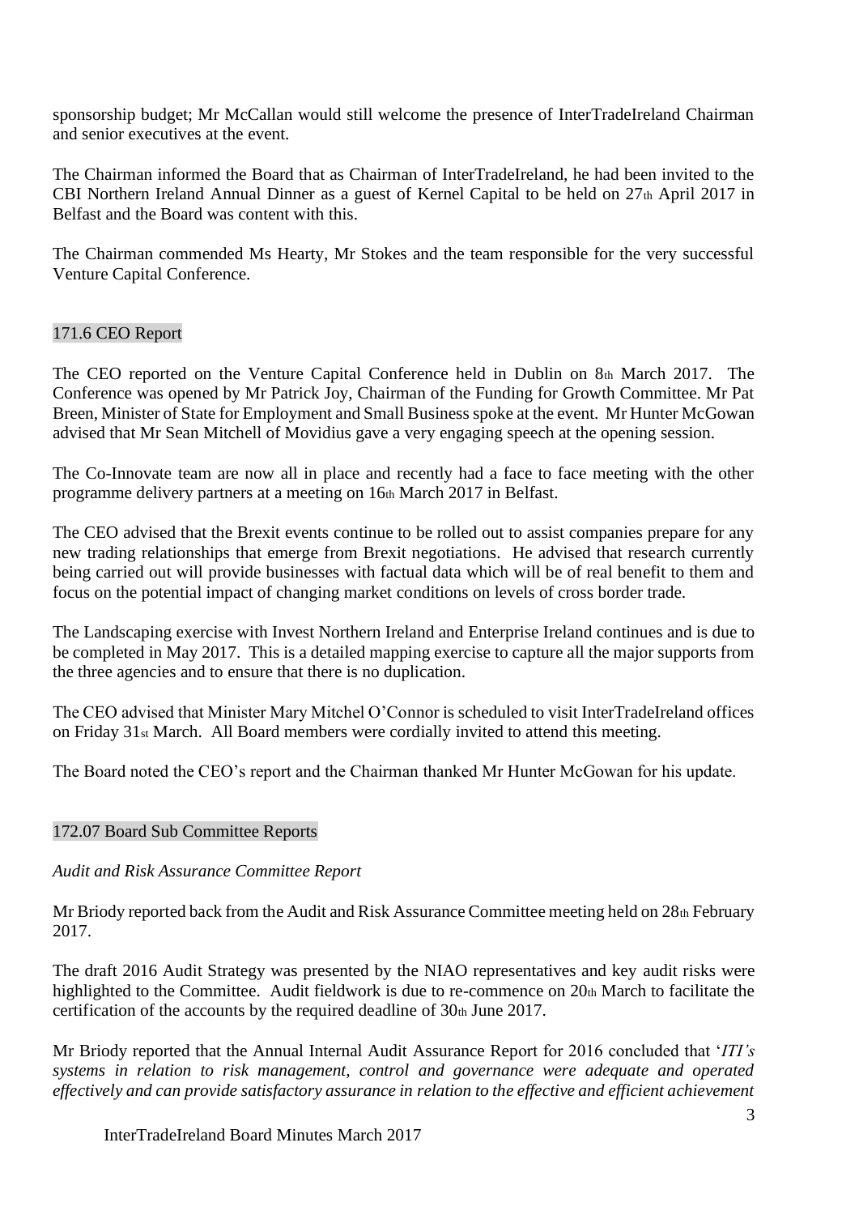sponsorship budget; Mr McCallan would still welcome the presence of InterTradeIreland Chairman and senior executives at the event.

The Chairman informed the Board that as Chairman of InterTradeIreland, he had been invited to the CBI Northern Ireland Annual Dinner as a guest of Kernel Capital to be held on 27th April 2017 in Belfast and the Board was content with this.

The Chairman commended Ms Hearty, Mr Stokes and the team responsible for the very successful Venture Capital Conference.

## 171.6 CEO Report

The CEO reported on the Venture Capital Conference held in Dublin on 8th March 2017. The Conference was opened by Mr Patrick Joy, Chairman of the Funding for Growth Committee. Mr Pat Breen, Minister of State for Employment and Small Business spoke at the event. Mr Hunter McGowan advised that Mr Sean Mitchell of Movidius gave a very engaging speech at the opening session.

The Co-Innovate team are now all in place and recently had a face to face meeting with the other programme delivery partners at a meeting on 16th March 2017 in Belfast.

The CEO advised that the Brexit events continue to be rolled out to assist companies prepare for any new trading relationships that emerge from Brexit negotiations. He advised that research currently being carried out will provide businesses with factual data which will be of real benefit to them and focus on the potential impact of changing market conditions on levels of cross border trade.

The Landscaping exercise with Invest Northern Ireland and Enterprise Ireland continues and is due to be completed in May 2017. This is a detailed mapping exercise to capture all the major supports from the three agencies and to ensure that there is no duplication.

The CEO advised that Minister Mary Mitchel O'Connor is scheduled to visit InterTradeIreland offices on Friday 31st March. All Board members were cordially invited to attend this meeting.

The Board noted the CEO's report and the Chairman thanked Mr Hunter McGowan for his update.

## 172.07 Board Sub Committee Reports

*Audit and Risk Assurance Committee Report*

Mr Briody reported back from the Audit and Risk Assurance Committee meeting held on 28th February 2017.

The draft 2016 Audit Strategy was presented by the NIAO representatives and key audit risks were highlighted to the Committee. Audit fieldwork is due to re-commence on 20th March to facilitate the certification of the accounts by the required deadline of 30th June 2017.

Mr Briody reported that the Annual Internal Audit Assurance Report for 2016 concluded that '*ITI's systems in relation to risk management, control and governance were adequate and operated effectively and can provide satisfactory assurance in relation to the effective and efficient achievement*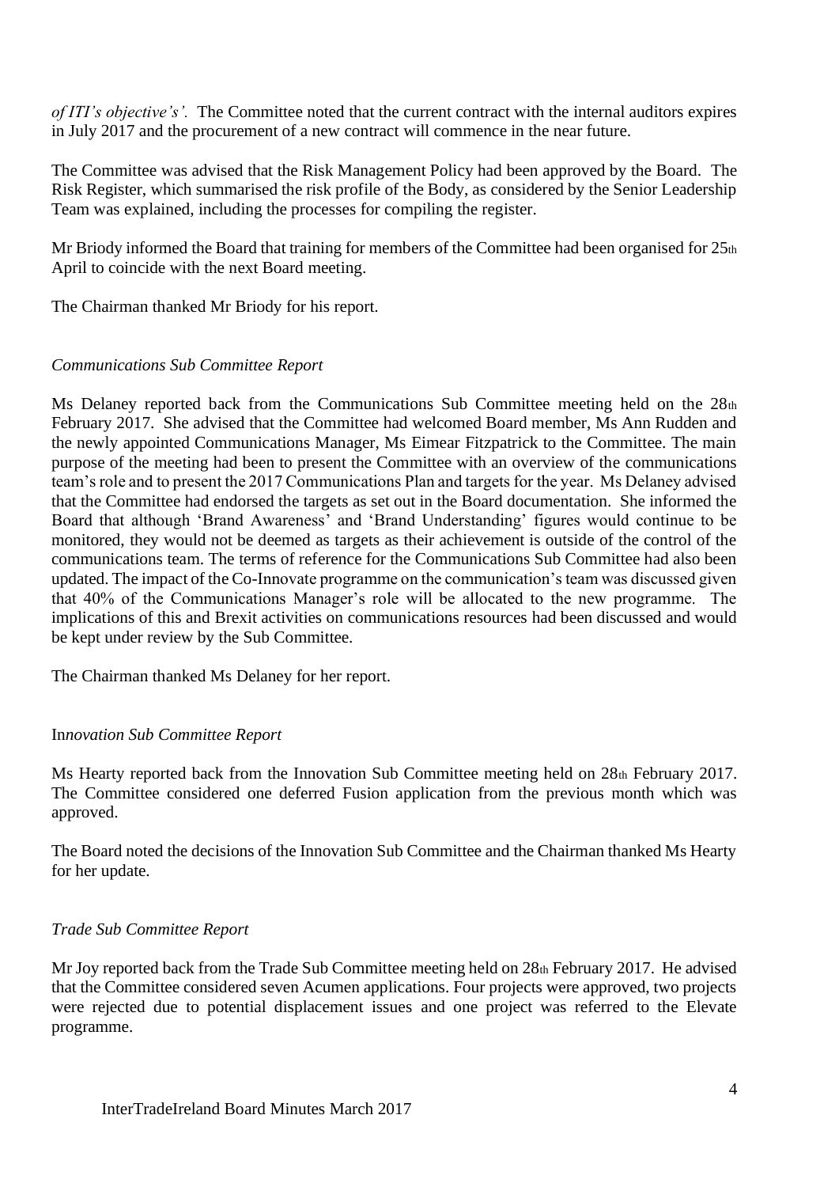*of ITI's objective's'.* The Committee noted that the current contract with the internal auditors expires in July 2017 and the procurement of a new contract will commence in the near future.

The Committee was advised that the Risk Management Policy had been approved by the Board. The Risk Register, which summarised the risk profile of the Body, as considered by the Senior Leadership Team was explained, including the processes for compiling the register.

Mr Briody informed the Board that training for members of the Committee had been organised for 25th April to coincide with the next Board meeting.

The Chairman thanked Mr Briody for his report.

*Communications Sub Committee Report*

Ms Delaney reported back from the Communications Sub Committee meeting held on the 28th February 2017. She advised that the Committee had welcomed Board member, Ms Ann Rudden and the newly appointed Communications Manager, Ms Eimear Fitzpatrick to the Committee. The main purpose of the meeting had been to present the Committee with an overview of the communications team's role and to present the 2017 Communications Plan and targets for the year. Ms Delaney advised that the Committee had endorsed the targets as set out in the Board documentation. She informed the Board that although 'Brand Awareness' and 'Brand Understanding' figures would continue to be monitored, they would not be deemed as targets as their achievement is outside of the control of the communications team. The terms of reference for the Communications Sub Committee had also been updated. The impact of the Co-Innovate programme on the communication's team was discussed given that 40% of the Communications Manager's role will be allocated to the new programme. The implications of this and Brexit activities on communications resources had been discussed and would be kept under review by the Sub Committee.

The Chairman thanked Ms Delaney for her report.

In*novation Sub Committee Report*

Ms Hearty reported back from the Innovation Sub Committee meeting held on 28th February 2017. The Committee considered one deferred Fusion application from the previous month which was approved.

The Board noted the decisions of the Innovation Sub Committee and the Chairman thanked Ms Hearty for her update.

*Trade Sub Committee Report*

Mr Joy reported back from the Trade Sub Committee meeting held on 28th February 2017. He advised that the Committee considered seven Acumen applications. Four projects were approved, two projects were rejected due to potential displacement issues and one project was referred to the Elevate programme.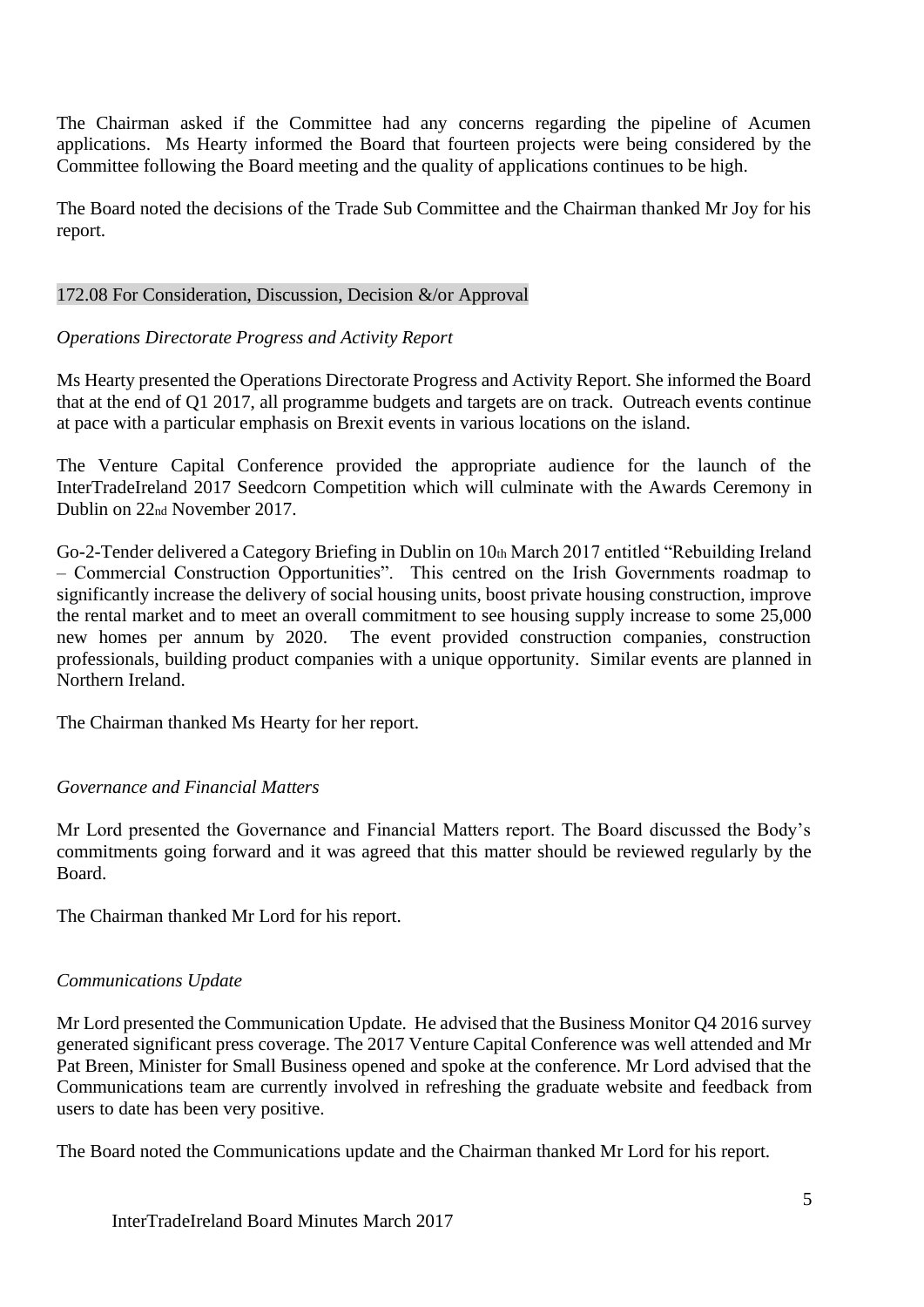The Chairman asked if the Committee had any concerns regarding the pipeline of Acumen applications. Ms Hearty informed the Board that fourteen projects were being considered by the Committee following the Board meeting and the quality of applications continues to be high.

The Board noted the decisions of the Trade Sub Committee and the Chairman thanked Mr Joy for his report.

## 172.08 For Consideration, Discussion, Decision &/or Approval

*Operations Directorate Progress and Activity Report*

Ms Hearty presented the Operations Directorate Progress and Activity Report. She informed the Board that at the end of Q1 2017, all programme budgets and targets are on track. Outreach events continue at pace with a particular emphasis on Brexit events in various locations on the island.

The Venture Capital Conference provided the appropriate audience for the launch of the InterTradeIreland 2017 Seedcorn Competition which will culminate with the Awards Ceremony in Dublin on 22nd November 2017.

Go-2-Tender delivered a Category Briefing in Dublin on 10th March 2017 entitled "Rebuilding Ireland – Commercial Construction Opportunities". This centred on the Irish Governments roadmap to significantly increase the delivery of social housing units, boost private housing construction, improve the rental market and to meet an overall commitment to see housing supply increase to some 25,000 new homes per annum by 2020. The event provided construction companies, construction professionals, building product companies with a unique opportunity. Similar events are planned in Northern Ireland.

The Chairman thanked Ms Hearty for her report.

*Governance and Financial Matters*

Mr Lord presented the Governance and Financial Matters report. The Board discussed the Body's commitments going forward and it was agreed that this matter should be reviewed regularly by the Board.

The Chairman thanked Mr Lord for his report.

*Communications Update*

Mr Lord presented the Communication Update. He advised that the Business Monitor Q4 2016 survey generated significant press coverage. The 2017 Venture Capital Conference was well attended and Mr Pat Breen, Minister for Small Business opened and spoke at the conference. Mr Lord advised that the Communications team are currently involved in refreshing the graduate website and feedback from users to date has been very positive.

The Board noted the Communications update and the Chairman thanked Mr Lord for his report.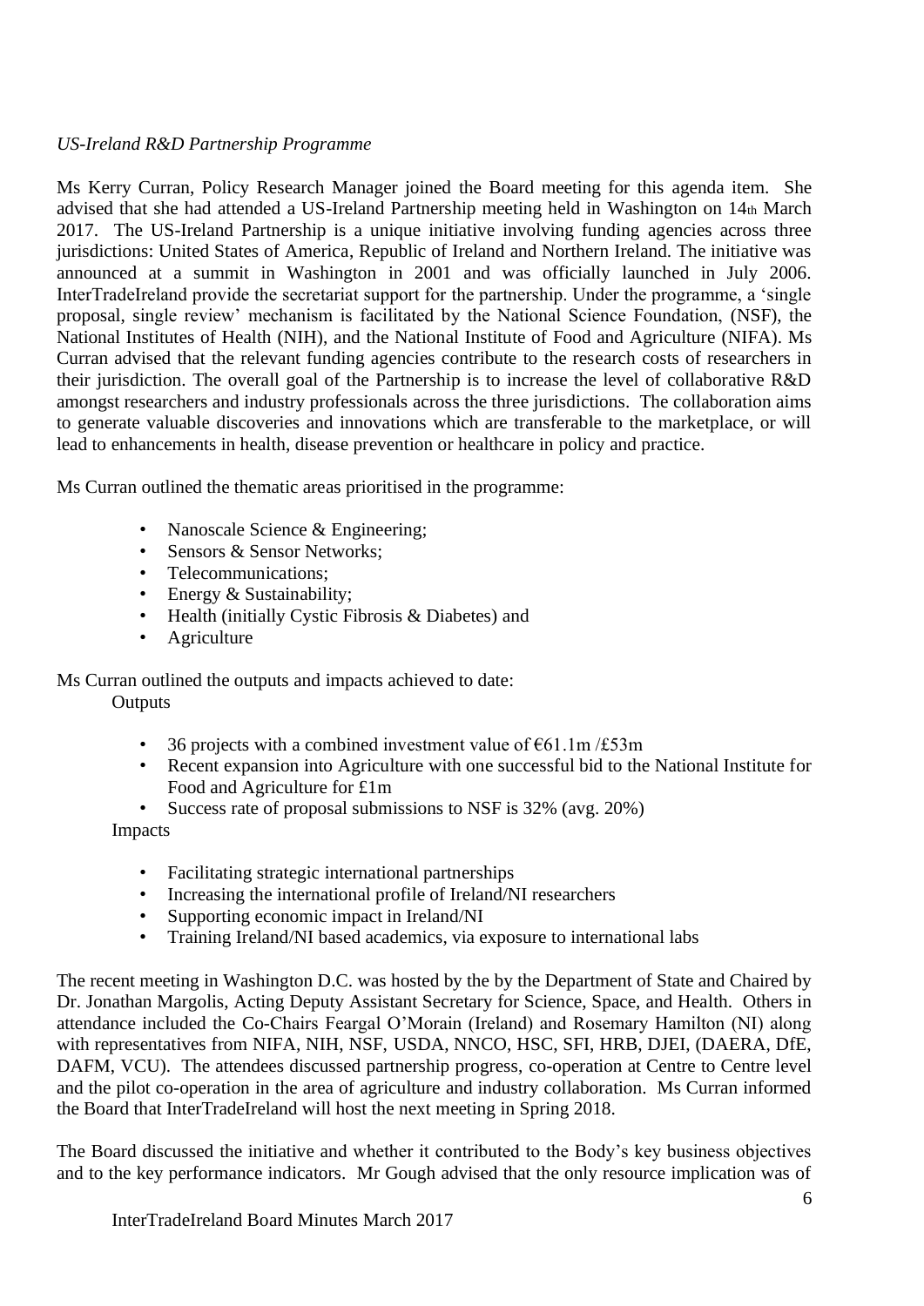*US-Ireland R&D Partnership Programme*

Ms Kerry Curran, Policy Research Manager joined the Board meeting for this agenda item. She advised that she had attended a US-Ireland Partnership meeting held in Washington on 14th March 2017. The US-Ireland Partnership is a unique initiative involving funding agencies across three jurisdictions: United States of America, Republic of Ireland and Northern Ireland. The initiative was announced at a summit in Washington in 2001 and was officially launched in July 2006. InterTradeIreland provide the secretariat support for the partnership. Under the programme, a 'single proposal, single review' mechanism is facilitated by the National Science Foundation, (NSF), the National Institutes of Health (NIH), and the National Institute of Food and Agriculture (NIFA). Ms Curran advised that the relevant funding agencies contribute to the research costs of researchers in their jurisdiction. The overall goal of the Partnership is to increase the level of collaborative R&D amongst researchers and industry professionals across the three jurisdictions. The collaboration aims to generate valuable discoveries and innovations which are transferable to the marketplace, or will lead to enhancements in health, disease prevention or healthcare in policy and practice.

Ms Curran outlined the thematic areas prioritised in the programme:

- Nanoscale Science & Engineering;
- Sensors & Sensor Networks;
- Telecommunications;
- Energy & Sustainability;
- Health (initially Cystic Fibrosis & Diabetes) and
- Agriculture

Ms Curran outlined the outputs and impacts achieved to date:

Outputs

- 36 projects with a combined investment value of €61.1m /£53m
- Recent expansion into Agriculture with one successful bid to the National Institute for Food and Agriculture for £1m
- Success rate of proposal submissions to NSF is 32% (avg. 20%)

Impacts

- Facilitating strategic international partnerships
- Increasing the international profile of Ireland/NI researchers
- Supporting economic impact in Ireland/NI
- Training Ireland/NI based academics, via exposure to international labs

The recent meeting in Washington D.C. was hosted by the by the Department of State and Chaired by Dr. Jonathan Margolis, Acting Deputy Assistant Secretary for Science, Space, and Health. Others in attendance included the Co-Chairs Feargal O'Morain (Ireland) and Rosemary Hamilton (NI) along with representatives from NIFA, NIH, NSF, USDA, NNCO, HSC, SFI, HRB, DJEI, (DAERA, DfE, DAFM, VCU). The attendees discussed partnership progress, co-operation at Centre to Centre level and the pilot co-operation in the area of agriculture and industry collaboration. Ms Curran informed the Board that InterTradeIreland will host the next meeting in Spring 2018.

The Board discussed the initiative and whether it contributed to the Body's key business objectives and to the key performance indicators. Mr Gough advised that the only resource implication was of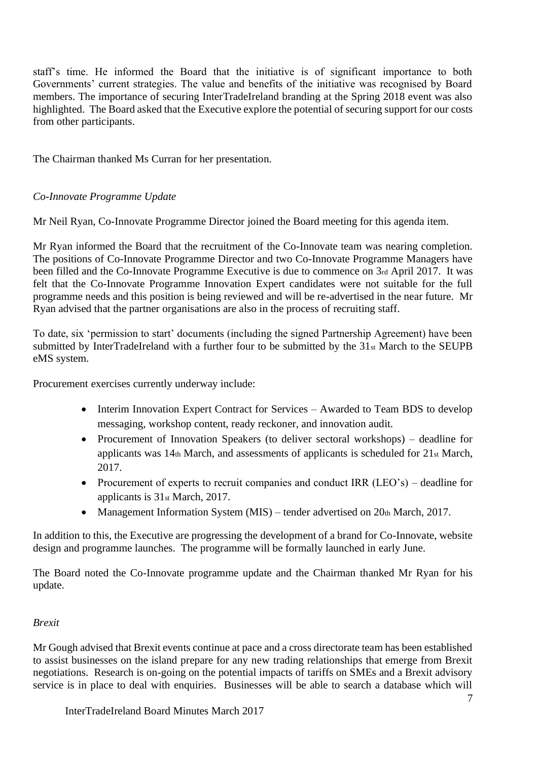staff's time. He informed the Board that the initiative is of significant importance to both Governments' current strategies. The value and benefits of the initiative was recognised by Board members. The importance of securing InterTradeIreland branding at the Spring 2018 event was also highlighted. The Board asked that the Executive explore the potential of securing support for our costs from other participants.

The Chairman thanked Ms Curran for her presentation.

*Co-Innovate Programme Update*

Mr Neil Ryan, Co-Innovate Programme Director joined the Board meeting for this agenda item.

Mr Ryan informed the Board that the recruitment of the Co-Innovate team was nearing completion. The positions of Co-Innovate Programme Director and two Co-Innovate Programme Managers have been filled and the Co-Innovate Programme Executive is due to commence on 3rd April 2017. It was felt that the Co-Innovate Programme Innovation Expert candidates were not suitable for the full programme needs and this position is being reviewed and will be re-advertised in the near future. Mr Ryan advised that the partner organisations are also in the process of recruiting staff.

To date, six 'permission to start' documents (including the signed Partnership Agreement) have been submitted by InterTradeIreland with a further four to be submitted by the 31st March to the SEUPB eMS system.

Procurement exercises currently underway include:

- Interim Innovation Expert Contract for Services – Awarded to Team BDS to develop messaging, workshop content, ready reckoner, and innovation audit.
- Procurement of Innovation Speakers (to deliver sectoral workshops) – deadline for applicants was 14th March, and assessments of applicants is scheduled for 21st March, 2017.
- Procurement of experts to recruit companies and conduct IRR (LEO's) – deadline for applicants is 31st March, 2017.
- Management Information System (MIS) – tender advertised on 20th March, 2017.

In addition to this, the Executive are progressing the development of a brand for Co-Innovate, website design and programme launches. The programme will be formally launched in early June.

The Board noted the Co-Innovate programme update and the Chairman thanked Mr Ryan for his update.

*Brexit*

Mr Gough advised that Brexit events continue at pace and a cross directorate team has been established to assist businesses on the island prepare for any new trading relationships that emerge from Brexit negotiations. Research is on-going on the potential impacts of tariffs on SMEs and a Brexit advisory service is in place to deal with enquiries. Businesses will be able to search a database which will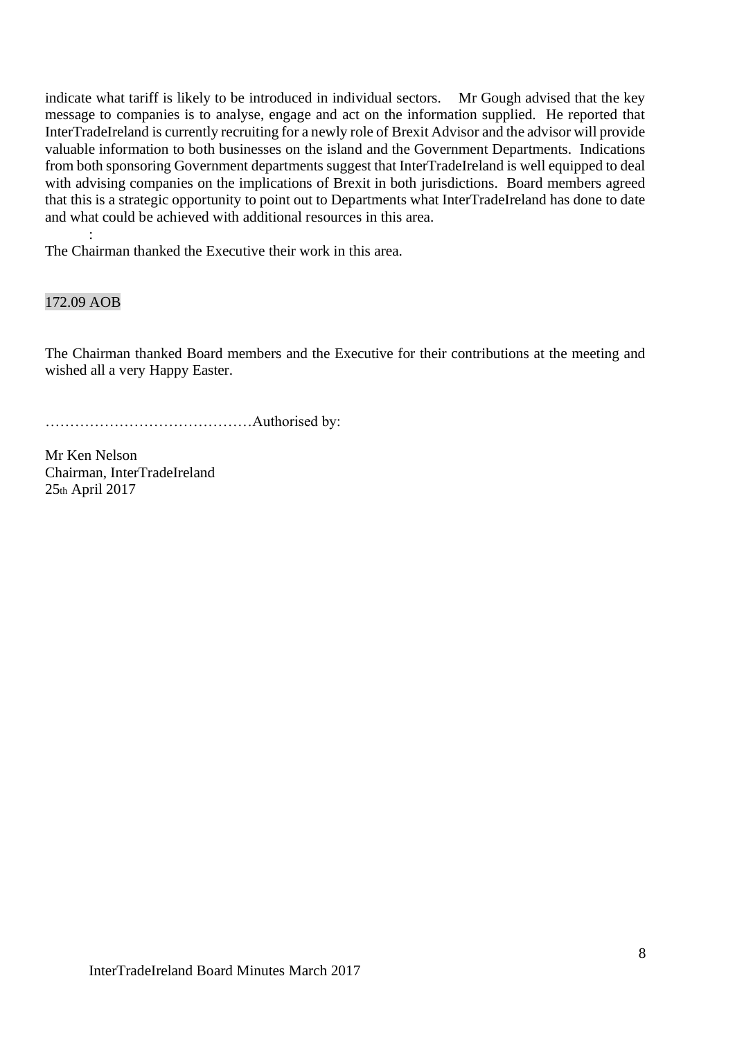indicate what tariff is likely to be introduced in individual sectors. Mr Gough advised that the key message to companies is to analyse, engage and act on the information supplied. He reported that InterTradeIreland is currently recruiting for a newly role of Brexit Advisor and the advisor will provide valuable information to both businesses on the island and the Government Departments. Indications from both sponsoring Government departments suggest that InterTradeIreland is well equipped to deal with advising companies on the implications of Brexit in both jurisdictions. Board members agreed that this is a strategic opportunity to point out to Departments what InterTradeIreland has done to date and what could be achieved with additional resources in this area.

:

The Chairman thanked the Executive their work in this area.

172.09 AOB

The Chairman thanked Board members and the Executive for their contributions at the meeting and wished all a very Happy Easter.

……………………………………Authorised by:

Mr Ken Nelson
Chairman, InterTradeIreland
25th April 2017